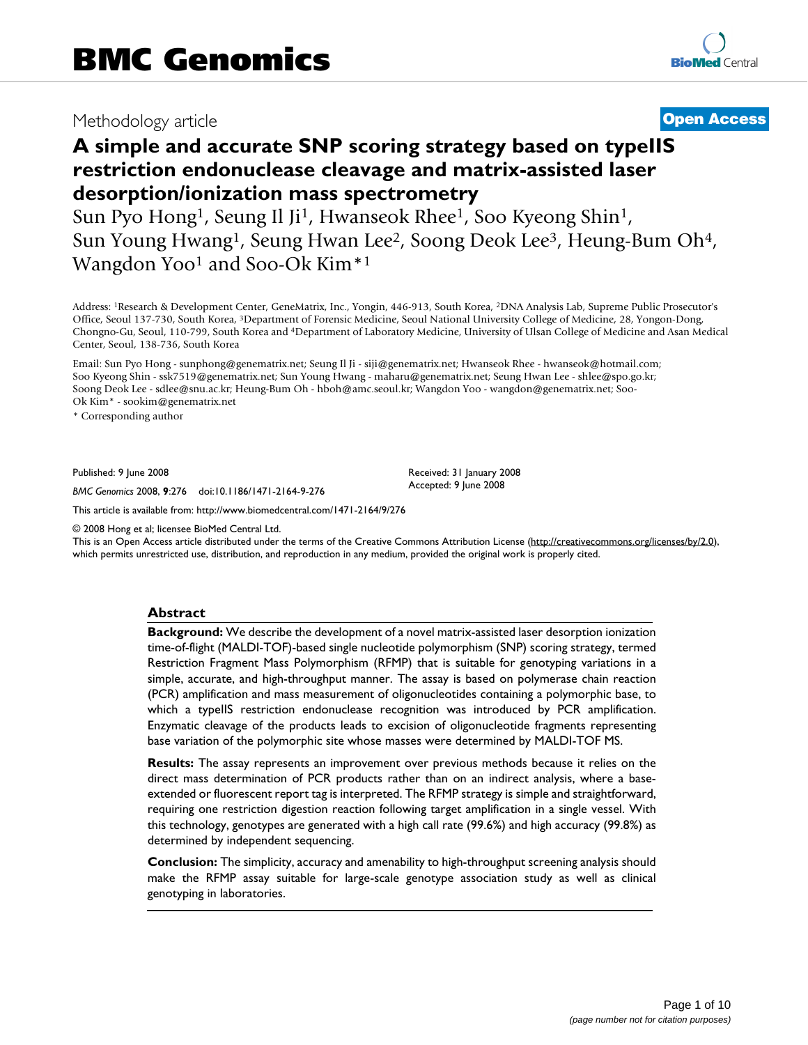Methodology article

**Open Access**

# A simple and accurate SNP scoring strategy based on typeIIS restriction endonuclease cleavage and matrix-assisted laser desorption/ionization mass spectrometry

Sun Pyo Hong[1], Seung Il Ji[1], Hwanseok Rhee[1], Soo Kyeong Shin[1], Sun Young Hwang[1], Seung Hwan Lee[2], Soong Deok Lee[3], Heung-Bum Oh[4], Wangdon Yoo[1] and Soo-Ok Kim*[1]

Address: [1]Research & Development Center, GeneMatrix, Inc., Yongin, 446-913, South Korea, [2]DNA Analysis Lab, Supreme Public Prosecutor's Office, Seoul 137-730, South Korea, [3]Department of Forensic Medicine, Seoul National University College of Medicine, 28, Yongon-Dong, Chongno-Gu, Seoul, 110-799, South Korea and [4]Department of Laboratory Medicine, University of Ulsan College of Medicine and Asan Medical Center, Seoul, 138-736, South Korea

Email: Sun Pyo Hong - sunphong@genematrix.net; Seung Il Ji - siji@genematrix.net; Hwanseok Rhee - hwanseok@hotmail.com; Soo Kyeong Shin - ssk7519@genematrix.net; Sun Young Hwang - maharu@genematrix.net; Seung Hwan Lee - shlee@spo.go.kr; Soong Deok Lee - sdlee@snu.ac.kr; Heung-Bum Oh - hboh@amc.seoul.kr; Wangdon Yoo - wangdon@genematrix.net; Soo-Ok Kim* - sookim@genematrix.net

\* Corresponding author

Published: 9 June 2008

Received: 31 January 2008

Accepted: 9 June 2008

*BMC Genomics* 2008, **9**:276 doi:10.1186/1471-2164-9-276

This article is available from: http://www.biomedcentral.com/1471-2164/9/276

© 2008 Hong et al; licensee BioMed Central Ltd.

This is an Open Access article distributed under the terms of the Creative Commons Attribution License (http://creativecommons.org/licenses/by/2.0), which permits unrestricted use, distribution, and reproduction in any medium, provided the original work is properly cited.

## Abstract

**Background:** We describe the development of a novel matrix-assisted laser desorption ionization time-of-flight (MALDI-TOF)-based single nucleotide polymorphism (SNP) scoring strategy, termed Restriction Fragment Mass Polymorphism (RFMP) that is suitable for genotyping variations in a simple, accurate, and high-throughput manner. The assay is based on polymerase chain reaction (PCR) amplification and mass measurement of oligonucleotides containing a polymorphic base, to which a typeIIS restriction endonuclease recognition was introduced by PCR amplification. Enzymatic cleavage of the products leads to excision of oligonucleotide fragments representing base variation of the polymorphic site whose masses were determined by MALDI-TOF MS.

**Results:** The assay represents an improvement over previous methods because it relies on the direct mass determination of PCR products rather than on an indirect analysis, where a base-extended or fluorescent report tag is interpreted. The RFMP strategy is simple and straightforward, requiring one restriction digestion reaction following target amplification in a single vessel. With this technology, genotypes are generated with a high call rate (99.6%) and high accuracy (99.8%) as determined by independent sequencing.

**Conclusion:** The simplicity, accuracy and amenability to high-throughput screening analysis should make the RFMP assay suitable for large-scale genotype association study as well as clinical genotyping in laboratories.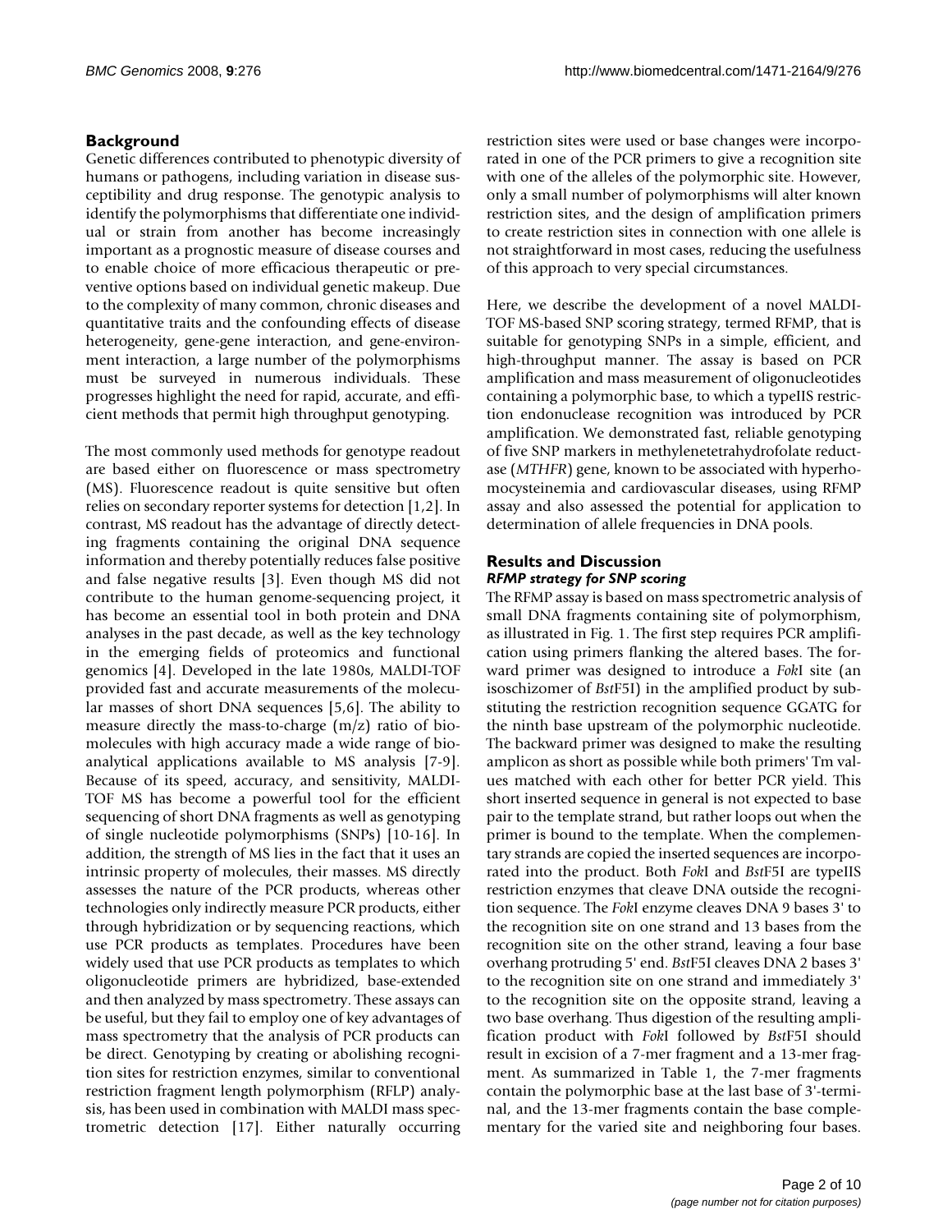## Background

Genetic differences contributed to phenotypic diversity of humans or pathogens, including variation in disease susceptibility and drug response. The genotypic analysis to identify the polymorphisms that differentiate one individual or strain from another has become increasingly important as a prognostic measure of disease courses and to enable choice of more efficacious therapeutic or preventive options based on individual genetic makeup. Due to the complexity of many common, chronic diseases and quantitative traits and the confounding effects of disease heterogeneity, gene-gene interaction, and gene-environment interaction, a large number of the polymorphisms must be surveyed in numerous individuals. These progresses highlight the need for rapid, accurate, and efficient methods that permit high throughput genotyping.

The most commonly used methods for genotype readout are based either on fluorescence or mass spectrometry (MS). Fluorescence readout is quite sensitive but often relies on secondary reporter systems for detection [1,2]. In contrast, MS readout has the advantage of directly detecting fragments containing the original DNA sequence information and thereby potentially reduces false positive and false negative results [3]. Even though MS did not contribute to the human genome-sequencing project, it has become an essential tool in both protein and DNA analyses in the past decade, as well as the key technology in the emerging fields of proteomics and functional genomics [4]. Developed in the late 1980s, MALDI-TOF provided fast and accurate measurements of the molecular masses of short DNA sequences [5,6]. The ability to measure directly the mass-to-charge (m/z) ratio of biomolecules with high accuracy made a wide range of bioanalytical applications available to MS analysis [7-9]. Because of its speed, accuracy, and sensitivity, MALDI-TOF MS has become a powerful tool for the efficient sequencing of short DNA fragments as well as genotyping of single nucleotide polymorphisms (SNPs) [10-16]. In addition, the strength of MS lies in the fact that it uses an intrinsic property of molecules, their masses. MS directly assesses the nature of the PCR products, whereas other technologies only indirectly measure PCR products, either through hybridization or by sequencing reactions, which use PCR products as templates. Procedures have been widely used that use PCR products as templates to which oligonucleotide primers are hybridized, base-extended and then analyzed by mass spectrometry. These assays can be useful, but they fail to employ one of key advantages of mass spectrometry that the analysis of PCR products can be direct. Genotyping by creating or abolishing recognition sites for restriction enzymes, similar to conventional restriction fragment length polymorphism (RFLP) analysis, has been used in combination with MALDI mass spectrometric detection [17]. Either naturally occurring restriction sites were used or base changes were incorporated in one of the PCR primers to give a recognition site with one of the alleles of the polymorphic site. However, only a small number of polymorphisms will alter known restriction sites, and the design of amplification primers to create restriction sites in connection with one allele is not straightforward in most cases, reducing the usefulness of this approach to very special circumstances.

Here, we describe the development of a novel MALDI-TOF MS-based SNP scoring strategy, termed RFMP, that is suitable for genotyping SNPs in a simple, efficient, and high-throughput manner. The assay is based on PCR amplification and mass measurement of oligonucleotides containing a polymorphic base, to which a typeIIS restriction endonuclease recognition was introduced by PCR amplification. We demonstrated fast, reliable genotyping of five SNP markers in methylenetetrahydrofolate reductase (*MTHFR*) gene, known to be associated with hyperhomocysteinemia and cardiovascular diseases, using RFMP assay and also assessed the potential for application to determination of allele frequencies in DNA pools.

## Results and Discussion

### *RFMP strategy for SNP scoring*

The RFMP assay is based on mass spectrometric analysis of small DNA fragments containing site of polymorphism, as illustrated in Fig. 1. The first step requires PCR amplification using primers flanking the altered bases. The forward primer was designed to introduce a *Fok*I site (an isoschizomer of *Bst*F5I) in the amplified product by substituting the restriction recognition sequence GGATG for the ninth base upstream of the polymorphic nucleotide. The backward primer was designed to make the resulting amplicon as short as possible while both primers' Tm values matched with each other for better PCR yield. This short inserted sequence in general is not expected to base pair to the template strand, but rather loops out when the primer is bound to the template. When the complementary strands are copied the inserted sequences are incorporated into the product. Both *Fok*I and *Bst*F5I are typeIIS restriction enzymes that cleave DNA outside the recognition sequence. The *Fok*I enzyme cleaves DNA 9 bases 3' to the recognition site on one strand and 13 bases from the recognition site on the other strand, leaving a four base overhang protruding 5' end. *Bst*F5I cleaves DNA 2 bases 3' to the recognition site on one strand and immediately 3' to the recognition site on the opposite strand, leaving a two base overhang. Thus digestion of the resulting amplification product with *Fok*I followed by *Bst*F5I should result in excision of a 7-mer fragment and a 13-mer fragment. As summarized in Table 1, the 7-mer fragments contain the polymorphic base at the last base of 3'-terminal, and the 13-mer fragments contain the base complementary for the varied site and neighboring four bases.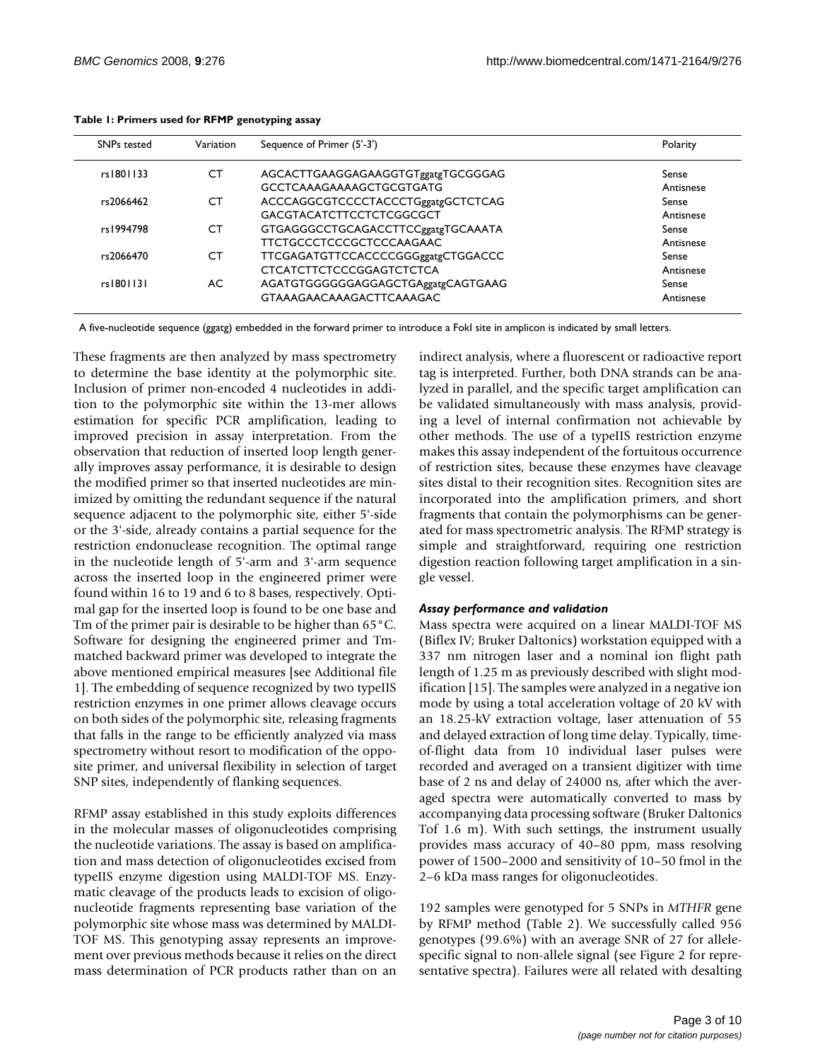**Table 1: Primers used for RFMP genotyping assay**

| SNPs tested | Variation | Sequence of Primer (5'-3') | Polarity |
|---|---|---|---|
| rs1801133 | CT | AGCACTTGAAGGAGAAGGTGTggatgTGCGGGAG | Sense |
| | | GCCTCAAAGAAAAGCTGCGTGATG | Antisnese |
| rs2066462 | CT | ACCCAGGCGTCCCCTACCCTGggatgGCTCTCAG | Sense |
| | | GACGTACATCTTCCTCTCGGCGCT | Antisnese |
| rs1994798 | CT | GTGAGGGCCTGCAGACCTTCCggatgTGCAAATA | Sense |
| | | TTCTGCCCTCCCGCTCCCAAGAAC | Antisnese |
| rs2066470 | CT | TTCGAGATGTTCCACCCCGGGggatgCTGGACCC | Sense |
| | | CTCATCTTCTCCCGGAGTCTCTCA | Antisnese |
| rs1801131 | AC | AGATGTGGGGGGAGGAGCTGAggatgCAGTGAAG | Sense |
| | | GTAAAGAACAAAGACTTCAAAGAC | Antisnese |

A five-nucleotide sequence (ggatg) embedded in the forward primer to introduce a FokI site in amplicon is indicated by small letters.

These fragments are then analyzed by mass spectrometry to determine the base identity at the polymorphic site. Inclusion of primer non-encoded 4 nucleotides in addition to the polymorphic site within the 13-mer allows estimation for specific PCR amplification, leading to improved precision in assay interpretation. From the observation that reduction of inserted loop length generally improves assay performance, it is desirable to design the modified primer so that inserted nucleotides are minimized by omitting the redundant sequence if the natural sequence adjacent to the polymorphic site, either 5'-side or the 3'-side, already contains a partial sequence for the restriction endonuclease recognition. The optimal range in the nucleotide length of 5'-arm and 3'-arm sequence across the inserted loop in the engineered primer were found within 16 to 19 and 6 to 8 bases, respectively. Optimal gap for the inserted loop is found to be one base and Tm of the primer pair is desirable to be higher than 65°C. Software for designing the engineered primer and Tm-matched backward primer was developed to integrate the above mentioned empirical measures [see Additional file 1]. The embedding of sequence recognized by two typeIIS restriction enzymes in one primer allows cleavage occurs on both sides of the polymorphic site, releasing fragments that falls in the range to be efficiently analyzed via mass spectrometry without resort to modification of the opposite primer, and universal flexibility in selection of target SNP sites, independently of flanking sequences.

RFMP assay established in this study exploits differences in the molecular masses of oligonucleotides comprising the nucleotide variations. The assay is based on amplification and mass detection of oligonucleotides excised from typeIIS enzyme digestion using MALDI-TOF MS. Enzymatic cleavage of the products leads to excision of oligonucleotide fragments representing base variation of the polymorphic site whose mass was determined by MALDI-TOF MS. This genotyping assay represents an improvement over previous methods because it relies on the direct mass determination of PCR products rather than on an indirect analysis, where a fluorescent or radioactive report tag is interpreted. Further, both DNA strands can be analyzed in parallel, and the specific target amplification can be validated simultaneously with mass analysis, providing a level of internal confirmation not achievable by other methods. The use of a typeIIS restriction enzyme makes this assay independent of the fortuitous occurrence of restriction sites, because these enzymes have cleavage sites distal to their recognition sites. Recognition sites are incorporated into the amplification primers, and short fragments that contain the polymorphisms can be generated for mass spectrometric analysis. The RFMP strategy is simple and straightforward, requiring one restriction digestion reaction following target amplification in a single vessel.

### *Assay performance and validation*

Mass spectra were acquired on a linear MALDI-TOF MS (Biflex IV; Bruker Daltonics) workstation equipped with a 337 nm nitrogen laser and a nominal ion flight path length of 1.25 m as previously described with slight modification [15]. The samples were analyzed in a negative ion mode by using a total acceleration voltage of 20 kV with an 18.25-kV extraction voltage, laser attenuation of 55 and delayed extraction of long time delay. Typically, time-of-flight data from 10 individual laser pulses were recorded and averaged on a transient digitizer with time base of 2 ns and delay of 24000 ns, after which the averaged spectra were automatically converted to mass by accompanying data processing software (Bruker Daltonics Tof 1.6 m). With such settings, the instrument usually provides mass accuracy of 40–80 ppm, mass resolving power of 1500–2000 and sensitivity of 10–50 fmol in the 2–6 kDa mass ranges for oligonucleotides.

192 samples were genotyped for 5 SNPs in *MTHFR* gene by RFMP method (Table 2). We successfully called 956 genotypes (99.6%) with an average SNR of 27 for allele-specific signal to non-allele signal (see Figure 2 for representative spectra). Failures were all related with desalting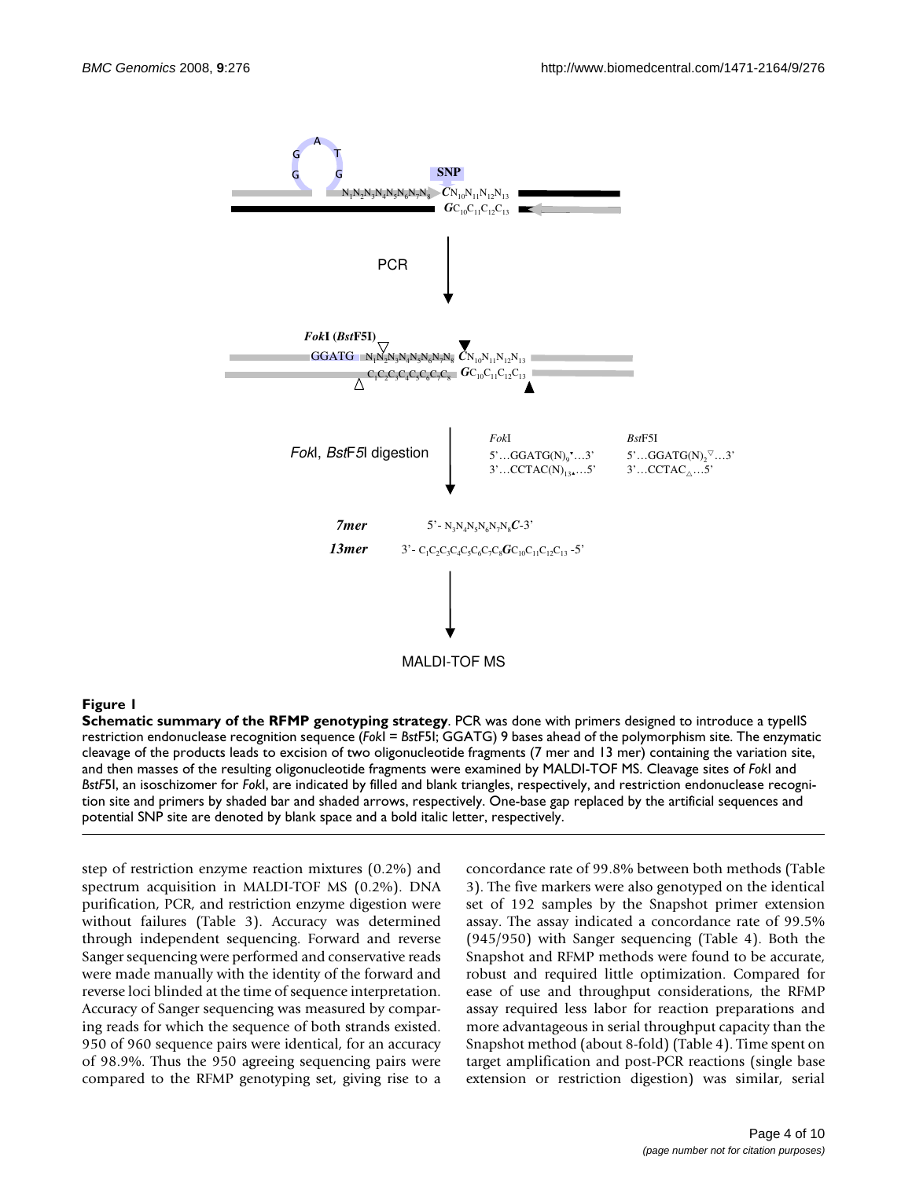**Figure 1**

**Schematic summary of the RFMP genotyping strategy**. PCR was done with primers designed to introduce a typeIIS restriction endonuclease recognition sequence (*Fok*I = *Bst*F5I; GGATG) 9 bases ahead of the polymorphism site. The enzymatic cleavage of the products leads to excision of two oligonucleotide fragments (7 mer and 13 mer) containing the variation site, and then masses of the resulting oligonucleotide fragments were examined by MALDI-TOF MS. Cleavage sites of *Fok*I and *Bst*F5I, an isoschizomer for *Fok*I, are indicated by filled and blank triangles, respectively, and restriction endonuclease recognition site and primers by shaded bar and shaded arrows, respectively. One-base gap replaced by the artificial sequences and potential SNP site are denoted by blank space and a bold italic letter, respectively.

step of restriction enzyme reaction mixtures (0.2%) and spectrum acquisition in MALDI-TOF MS (0.2%). DNA purification, PCR, and restriction enzyme digestion were without failures (Table 3). Accuracy was determined through independent sequencing. Forward and reverse Sanger sequencing were performed and conservative reads were made manually with the identity of the forward and reverse loci blinded at the time of sequence interpretation. Accuracy of Sanger sequencing was measured by comparing reads for which the sequence of both strands existed. 950 of 960 sequence pairs were identical, for an accuracy of 98.9%. Thus the 950 agreeing sequencing pairs were compared to the RFMP genotyping set, giving rise to a concordance rate of 99.8% between both methods (Table 3). The five markers were also genotyped on the identical set of 192 samples by the Snapshot primer extension assay. The assay indicated a concordance rate of 99.5% (945/950) with Sanger sequencing (Table 4). Both the Snapshot and RFMP methods were found to be accurate, robust and required little optimization. Compared for ease of use and throughput considerations, the RFMP assay required less labor for reaction preparations and more advantageous in serial throughput capacity than the Snapshot method (about 8-fold) (Table 4). Time spent on target amplification and post-PCR reactions (single base extension or restriction digestion) was similar, serial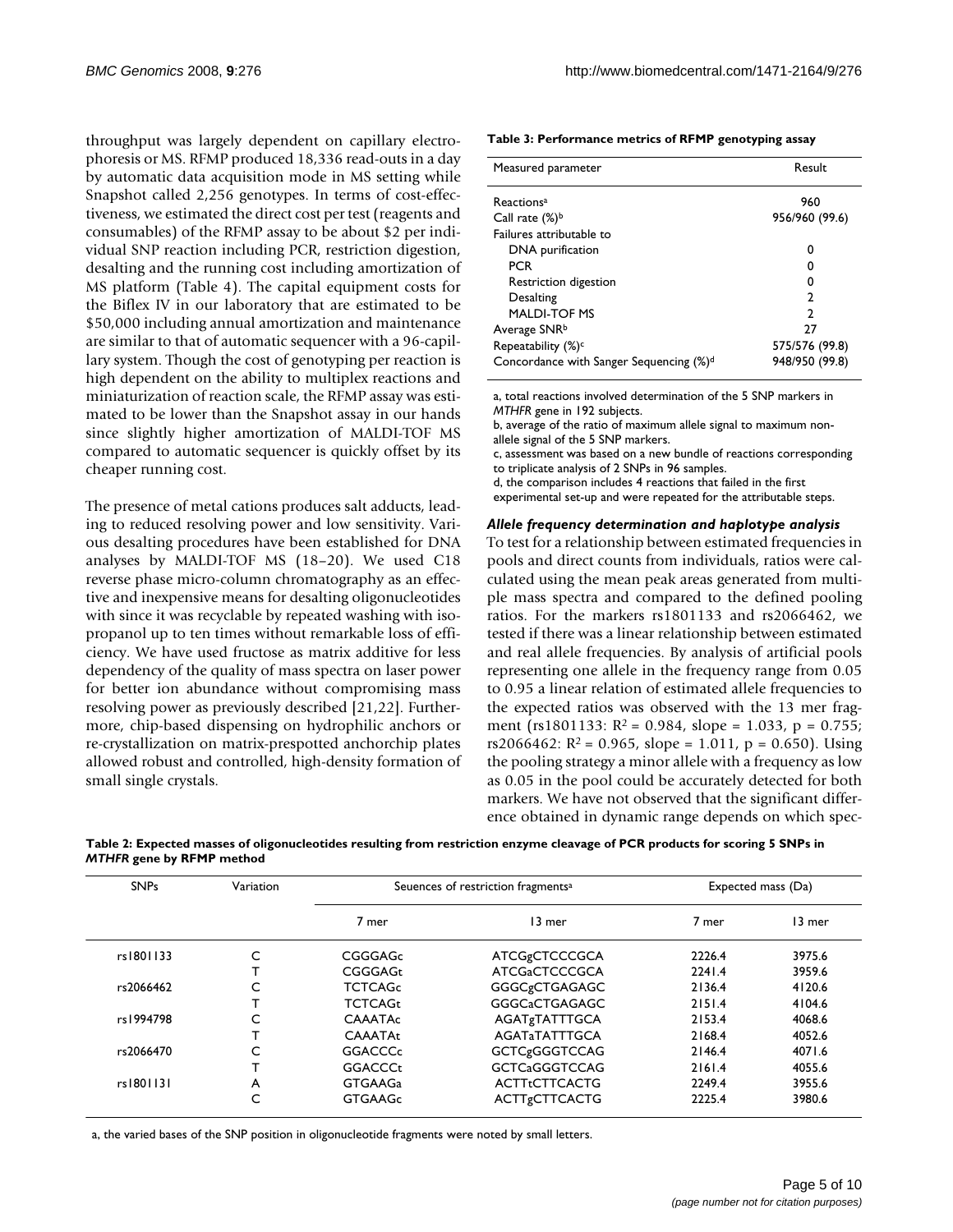throughput was largely dependent on capillary electrophoresis or MS. RFMP produced 18,336 read-outs in a day by automatic data acquisition mode in MS setting while Snapshot called 2,256 genotypes. In terms of cost-effectiveness, we estimated the direct cost per test (reagents and consumables) of the RFMP assay to be about $2 per individual SNP reaction including PCR, restriction digestion, desalting and the running cost including amortization of MS platform (Table 4). The capital equipment costs for the Biflex IV in our laboratory that are estimated to be $50,000 including annual amortization and maintenance are similar to that of automatic sequencer with a 96-capillary system. Though the cost of genotyping per reaction is high dependent on the ability to multiplex reactions and miniaturization of reaction scale, the RFMP assay was estimated to be lower than the Snapshot assay in our hands since slightly higher amortization of MALDI-TOF MS compared to automatic sequencer is quickly offset by its cheaper running cost.

The presence of metal cations produces salt adducts, leading to reduced resolving power and low sensitivity. Various desalting procedures have been established for DNA analyses by MALDI-TOF MS (18–20). We used C18 reverse phase micro-column chromatography as an effective and inexpensive means for desalting oligonucleotides with since it was recyclable by repeated washing with isopropanol up to ten times without remarkable loss of efficiency. We have used fructose as matrix additive for less dependency of the quality of mass spectra on laser power for better ion abundance without compromising mass resolving power as previously described [21,22]. Furthermore, chip-based dispensing on hydrophilic anchors or re-crystallization on matrix-prespotted anchorchip plates allowed robust and controlled, high-density formation of small single crystals.

**Table 3: Performance metrics of RFMP genotyping assay**

| Measured parameter | Result |
|---|---|
| Reactions[a] | 960 |
| Call rate (%)[b] | 956/960 (99.6) |
| Failures attributable to | |
| DNA purification | 0 |
| PCR | 0 |
| Restriction digestion | 0 |
| Desalting | 2 |
| MALDI-TOF MS | 2 |
| Average SNR[b] | 27 |
| Repeatability (%)[c] | 575/576 (99.8) |
| Concordance with Sanger Sequencing (%)[d] | 948/950 (99.8) |

a, total reactions involved determination of the 5 SNP markers in *MTHFR* gene in 192 subjects.
b, average of the ratio of maximum allele signal to maximum non-allele signal of the 5 SNP markers.
c, assessment was based on a new bundle of reactions corresponding to triplicate analysis of 2 SNPs in 96 samples.
d, the comparison includes 4 reactions that failed in the first experimental set-up and were repeated for the attributable steps.

### *Allele frequency determination and haplotype analysis*

To test for a relationship between estimated frequencies in pools and direct counts from individuals, ratios were calculated using the mean peak areas generated from multiple mass spectra and compared to the defined pooling ratios. For the markers rs1801133 and rs2066462, we tested if there was a linear relationship between estimated and real allele frequencies. By analysis of artificial pools representing one allele in the frequency range from 0.05 to 0.95 a linear relation of estimated allele frequencies to the expected ratios was observed with the 13 mer fragment (rs1801133: $R^2 = 0.984$, slope = 1.033, $p = 0.755$; rs2066462: $R^2 = 0.965$, slope = 1.011, $p = 0.650$). Using the pooling strategy a minor allele with a frequency as low as 0.05 in the pool could be accurately detected for both markers. We have not observed that the significant difference obtained in dynamic range depends on which spec-

**Table 2: Expected masses of oligonucleotides resulting from restriction enzyme cleavage of PCR products for scoring 5 SNPs in *MTHFR* gene by RFMP method**

| SNPs | Variation | Seuences of restriction fragments[a] | | Expected mass (Da) | |
|---|---|---|---|---|---|
| | | 7 mer | 13 mer | 7 mer | 13 mer |
| rs1801133 | C | CGGGAGc | ATCGgCTCCCGCA | 2226.4 | 3975.6 |
| | T | CGGGAGt | ATCGaCTCCCGCA | 2241.4 | 3959.6 |
| rs2066462 | C | TCTCAGc | GGGCgCTGAGAGC | 2136.4 | 4120.6 |
| | T | TCTCAGt | GGGCaCTGAGAGC | 2151.4 | 4104.6 |
| rs1994798 | C | CAAATAc | AGATgTATTTGCA | 2153.4 | 4068.6 |
| | T | CAAATAt | AGATaTATTTGCA | 2168.4 | 4052.6 |
| rs2066470 | C | GGACCCc | GCTCgGGGTCCAG | 2146.4 | 4071.6 |
| | T | GGACCCt | GCTCaGGGTCCAG | 2161.4 | 4055.6 |
| rs1801131 | A | GTGAAGa | ACTTtCTTCACTG | 2249.4 | 3955.6 |
| | C | GTGAAGc | ACTTgCTTCACTG | 2225.4 | 3980.6 |

a, the varied bases of the SNP position in oligonucleotide fragments were noted by small letters.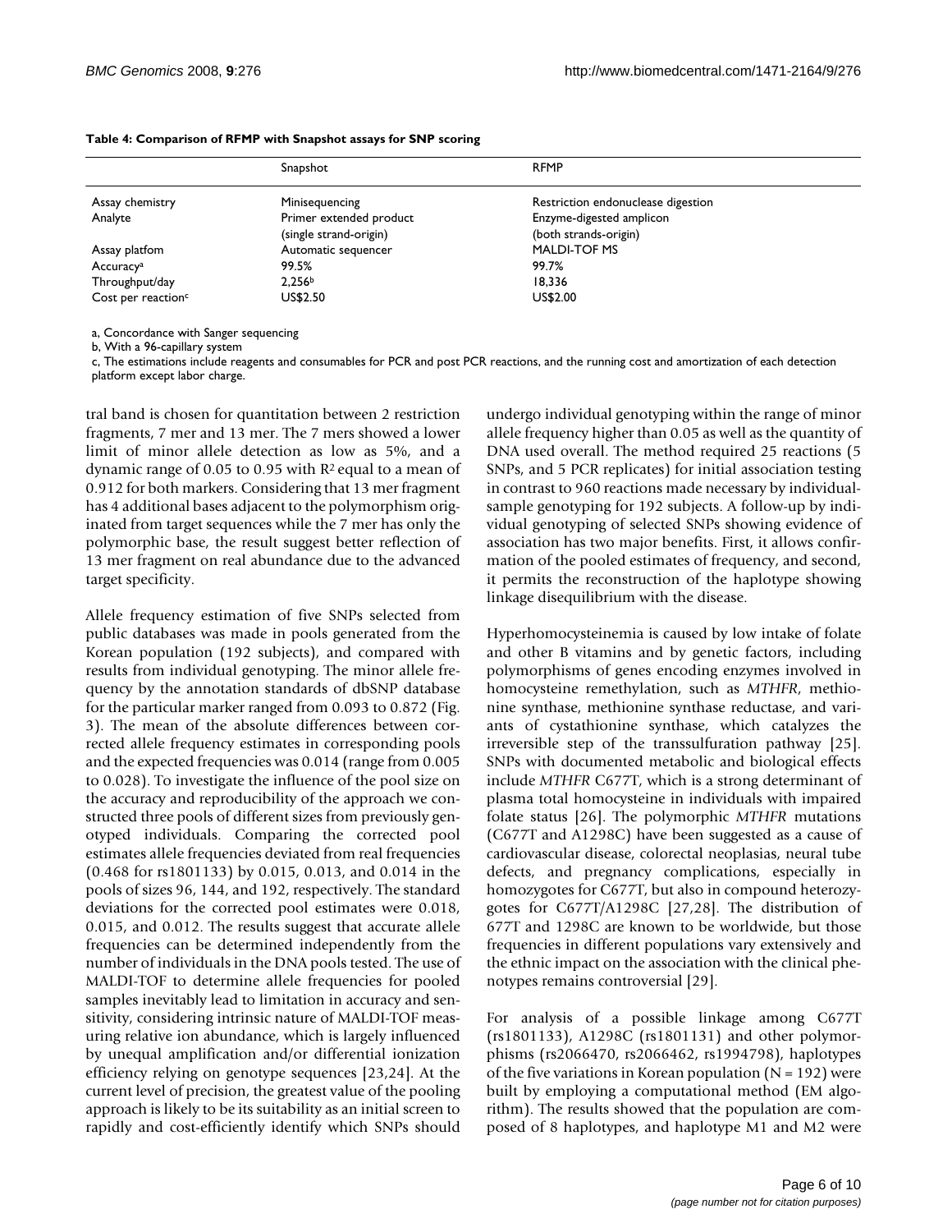**Table 4: Comparison of RFMP with Snapshot assays for SNP scoring**

| | Snapshot | RFMP |
| --- | --- | --- |
| Assay chemistry | Minisequencing | Restriction endonuclease digestion |
| Analyte | Primer extended product (single strand-origin) | Enzyme-digested amplicon (both strands-origin) |
| Assay platfom | Automatic sequencer | MALDI-TOF MS |
| Accuracy[a] | 99.5% | 99.7% |
| Throughput/day | 2,256[b] | 18,336 |
| Cost per reaction[c] | US$2.50 | US$2.00 |

a, Concordance with Sanger sequencing

b, With a 96-capillary system

c, The estimations include reagents and consumables for PCR and post PCR reactions, and the running cost and amortization of each detection platform except labor charge.

tral band is chosen for quantitation between 2 restriction fragments, 7 mer and 13 mer. The 7 mers showed a lower limit of minor allele detection as low as 5%, and a dynamic range of 0.05 to 0.95 with $R^2$ equal to a mean of 0.912 for both markers. Considering that 13 mer fragment has 4 additional bases adjacent to the polymorphism originated from target sequences while the 7 mer has only the polymorphic base, the result suggest better reflection of 13 mer fragment on real abundance due to the advanced target specificity.

Allele frequency estimation of five SNPs selected from public databases was made in pools generated from the Korean population (192 subjects), and compared with results from individual genotyping. The minor allele frequency by the annotation standards of dbSNP database for the particular marker ranged from 0.093 to 0.872 (Fig. 3). The mean of the absolute differences between corrected allele frequency estimates in corresponding pools and the expected frequencies was 0.014 (range from 0.005 to 0.028). To investigate the influence of the pool size on the accuracy and reproducibility of the approach we constructed three pools of different sizes from previously genotyped individuals. Comparing the corrected pool estimates allele frequencies deviated from real frequencies (0.468 for rs1801133) by 0.015, 0.013, and 0.014 in the pools of sizes 96, 144, and 192, respectively. The standard deviations for the corrected pool estimates were 0.018, 0.015, and 0.012. The results suggest that accurate allele frequencies can be determined independently from the number of individuals in the DNA pools tested. The use of MALDI-TOF to determine allele frequencies for pooled samples inevitably lead to limitation in accuracy and sensitivity, considering intrinsic nature of MALDI-TOF measuring relative ion abundance, which is largely influenced by unequal amplification and/or differential ionization efficiency relying on genotype sequences [23,24]. At the current level of precision, the greatest value of the pooling approach is likely to be its suitability as an initial screen to rapidly and cost-efficiently identify which SNPs should undergo individual genotyping within the range of minor allele frequency higher than 0.05 as well as the quantity of DNA used overall. The method required 25 reactions (5 SNPs, and 5 PCR replicates) for initial association testing in contrast to 960 reactions made necessary by individual-sample genotyping for 192 subjects. A follow-up by individual genotyping of selected SNPs showing evidence of association has two major benefits. First, it allows confirmation of the pooled estimates of frequency, and second, it permits the reconstruction of the haplotype showing linkage disequilibrium with the disease.

Hyperhomocysteinemia is caused by low intake of folate and other B vitamins and by genetic factors, including polymorphisms of genes encoding enzymes involved in homocysteine remethylation, such as *MTHFR*, methionine synthase, methionine synthase reductase, and variants of cystathionine synthase, which catalyzes the irreversible step of the transsulfuration pathway [25]. SNPs with documented metabolic and biological effects include *MTHFR* C677T, which is a strong determinant of plasma total homocysteine in individuals with impaired folate status [26]. The polymorphic *MTHFR* mutations (C677T and A1298C) have been suggested as a cause of cardiovascular disease, colorectal neoplasias, neural tube defects, and pregnancy complications, especially in homozygotes for C677T, but also in compound heterozygotes for C677T/A1298C [27,28]. The distribution of 677T and 1298C are known to be worldwide, but those frequencies in different populations vary extensively and the ethnic impact on the association with the clinical phenotypes remains controversial [29].

For analysis of a possible linkage among C677T (rs1801133), A1298C (rs1801131) and other polymorphisms (rs2066470, rs2066462, rs1994798), haplotypes of the five variations in Korean population ($N = 192$) were built by employing a computational method (EM algorithm). The results showed that the population are composed of 8 haplotypes, and haplotype M1 and M2 were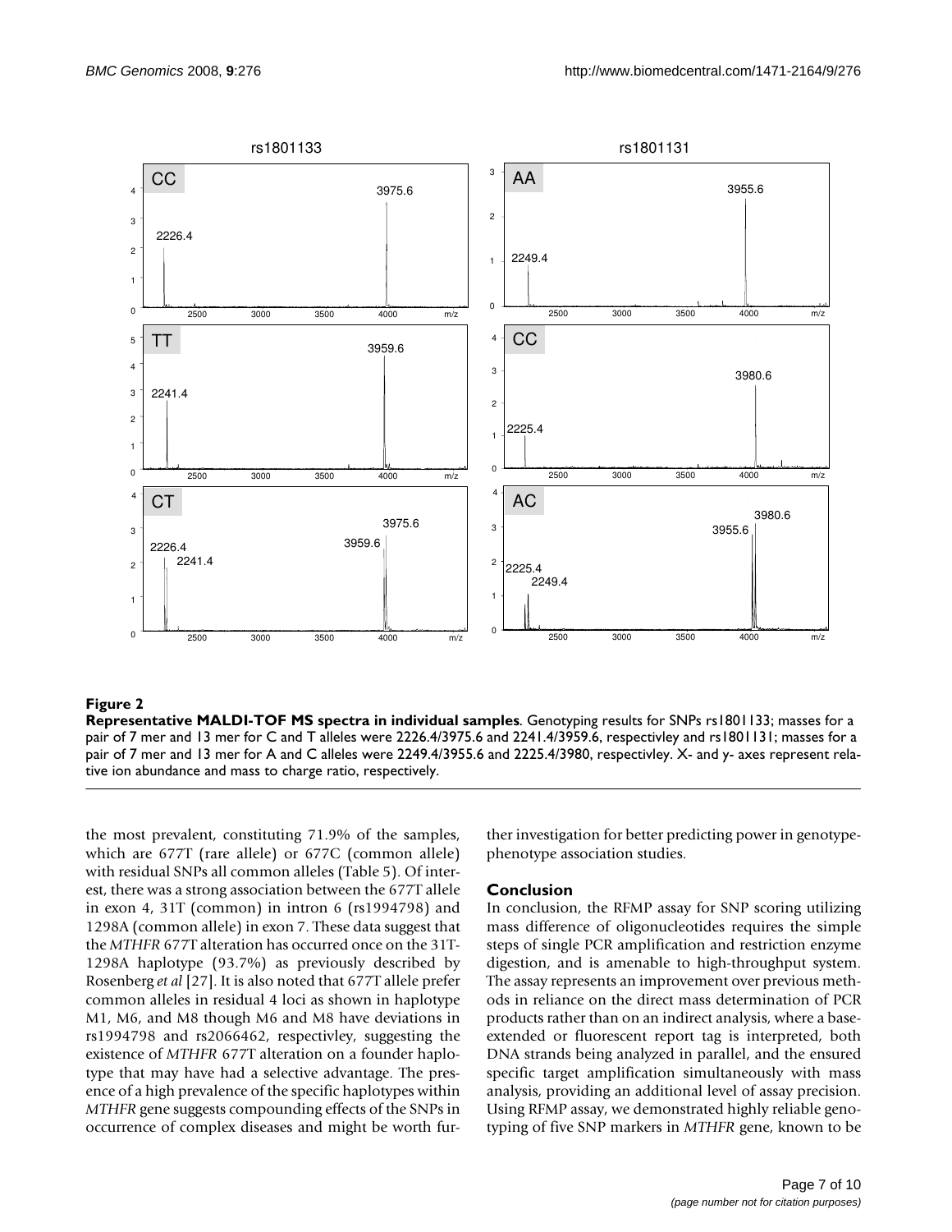**Figure 2**

**Representative MALDI-TOF MS spectra in individual samples**. Genotyping results for SNPs rs1801133; masses for a pair of 7 mer and 13 mer for C and T alleles were 2226.4/3975.6 and 2241.4/3959.6, respectivley and rs1801131; masses for a pair of 7 mer and 13 mer for A and C alleles were 2249.4/3955.6 and 2225.4/3980, respectivley. X- and y- axes represent relative ion abundance and mass to charge ratio, respectively.

the most prevalent, constituting 71.9% of the samples, which are 677T (rare allele) or 677C (common allele) with residual SNPs all common alleles (Table 5). Of interest, there was a strong association between the 677T allele in exon 4, 31T (common) in intron 6 (rs1994798) and 1298A (common allele) in exon 7. These data suggest that the *MTHFR* 677T alteration has occurred once on the 31T-1298A haplotype (93.7%) as previously described by Rosenberg *et al* [27]. It is also noted that 677T allele prefer common alleles in residual 4 loci as shown in haplotype M1, M6, and M8 though M6 and M8 have deviations in rs1994798 and rs2066462, respectivley, suggesting the existence of *MTHFR* 677T alteration on a founder haplotype that may have had a selective advantage. The presence of a high prevalence of the specific haplotypes within *MTHFR* gene suggests compounding effects of the SNPs in occurrence of complex diseases and might be worth further investigation for better predicting power in genotype-phenotype association studies.

## Conclusion

In conclusion, the RFMP assay for SNP scoring utilizing mass difference of oligonucleotides requires the simple steps of single PCR amplification and restriction enzyme digestion, and is amenable to high-throughput system. The assay represents an improvement over previous methods in reliance on the direct mass determination of PCR products rather than on an indirect analysis, where a base-extended or fluorescent report tag is interpreted, both DNA strands being analyzed in parallel, and the ensured specific target amplification simultaneously with mass analysis, providing an additional level of assay precision. Using RFMP assay, we demonstrated highly reliable genotyping of five SNP markers in *MTHFR* gene, known to be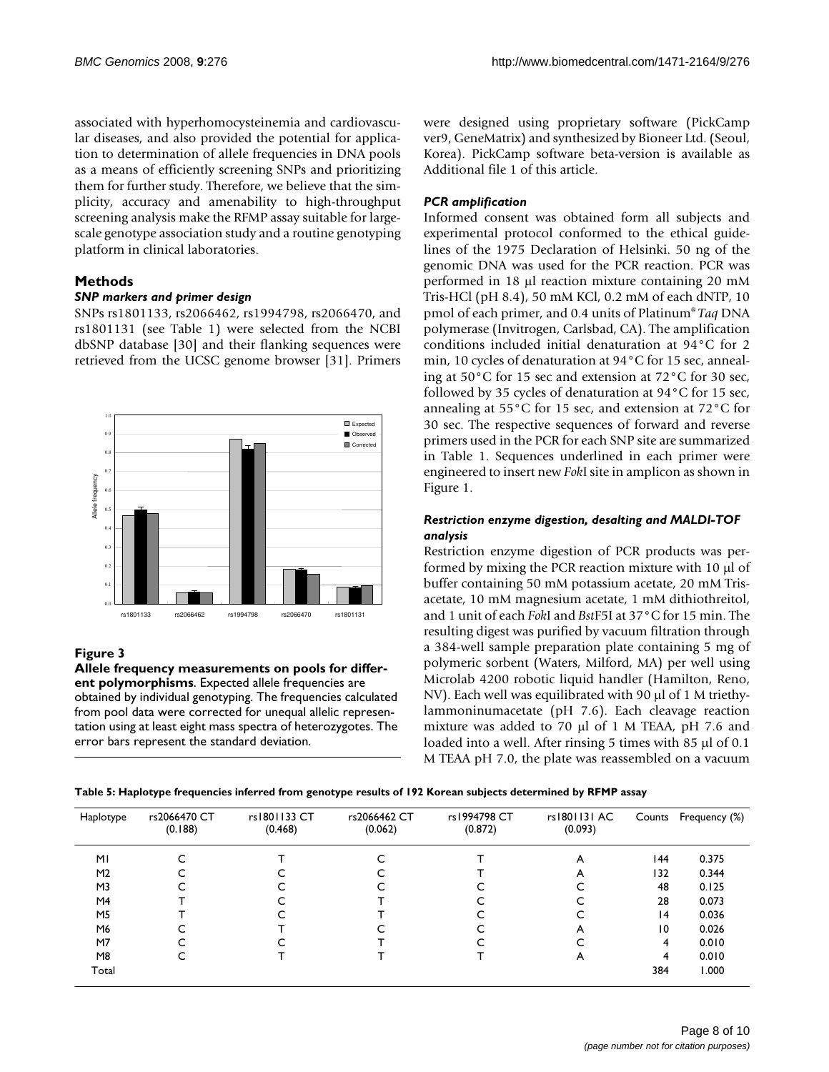associated with hyperhomocysteinemia and cardiovascular diseases, and also provided the potential for application to determination of allele frequencies in DNA pools as a means of efficiently screening SNPs and prioritizing them for further study. Therefore, we believe that the simplicity, accuracy and amenability to high-throughput screening analysis make the RFMP assay suitable for large-scale genotype association study and a routine genotyping platform in clinical laboratories.

## Methods

### *SNP markers and primer design*

SNPs rs1801133, rs2066462, rs1994798, rs2066470, and rs1801131 (see Table 1) were selected from the NCBI dbSNP database [30] and their flanking sequences were retrieved from the UCSC genome browser [31]. Primers were designed using proprietary software (PickCamp ver9, GeneMatrix) and synthesized by Bioneer Ltd. (Seoul, Korea). PickCamp software beta-version is available as Additional file 1 of this article.

**Figure 3**

**Allele frequency measurements on pools for different polymorphisms**. Expected allele frequencies are obtained by individual genotyping. The frequencies calculated from pool data were corrected for unequal allelic representation using at least eight mass spectra of heterozygotes. The error bars represent the standard deviation.

### *PCR amplification*

Informed consent was obtained form all subjects and experimental protocol conformed to the ethical guidelines of the 1975 Declaration of Helsinki. 50 ng of the genomic DNA was used for the PCR reaction. PCR was performed in 18 μl reaction mixture containing 20 mM Tris-HCl (pH 8.4), 50 mM KCl, 0.2 mM of each dNTP, 10 pmol of each primer, and 0.4 units of Platinum® *Taq* DNA polymerase (Invitrogen, Carlsbad, CA). The amplification conditions included initial denaturation at 94°C for 2 min, 10 cycles of denaturation at 94°C for 15 sec, annealing at 50°C for 15 sec and extension at 72°C for 30 sec, followed by 35 cycles of denaturation at 94°C for 15 sec, annealing at 55°C for 15 sec, and extension at 72°C for 30 sec. The respective sequences of forward and reverse primers used in the PCR for each SNP site are summarized in Table 1. Sequences underlined in each primer were engineered to insert new *Fok*I site in amplicon as shown in Figure 1.

### *Restriction enzyme digestion, desalting and MALDI-TOF analysis*

Restriction enzyme digestion of PCR products was performed by mixing the PCR reaction mixture with 10 μl of buffer containing 50 mM potassium acetate, 20 mM Tris-acetate, 10 mM magnesium acetate, 1 mM dithiothreitol, and 1 unit of each *Fok*I and *Bst*F5I at 37°C for 15 min. The resulting digest was purified by vacuum filtration through a 384-well sample preparation plate containing 5 mg of polymeric sorbent (Waters, Milford, MA) per well using Microlab 4200 robotic liquid handler (Hamilton, Reno, NV). Each well was equilibrated with 90 μl of 1 M triethylammoninumacetate (pH 7.6). Each cleavage reaction mixture was added to 70 μl of 1 M TEAA, pH 7.6 and loaded into a well. After rinsing 5 times with 85 μl of 0.1 M TEAA pH 7.0, the plate was reassembled on a vacuum

**Table 5: Haplotype frequencies inferred from genotype results of 192 Korean subjects determined by RFMP assay**

| Haplotype | rs2066470 CT (0.188) | rs1801133 CT (0.468) | rs2066462 CT (0.062) | rs1994798 CT (0.872) | rs1801131 AC (0.093) | Counts | Frequency (%) |
|---|---|---|---|---|---|---|---|
| M1 | C | T | C | T | A | 144 | 0.375 |
| M2 | C | C | C | T | A | 132 | 0.344 |
| M3 | C | C | C | C | C | 48 | 0.125 |
| M4 | T | C | T | C | C | 28 | 0.073 |
| M5 | T | C | T | C | C | 14 | 0.036 |
| M6 | C | T | C | C | A | 10 | 0.026 |
| M7 | C | C | T | C | C | 4 | 0.010 |
| M8 | C | T | T | T | A | 4 | 0.010 |
| Total | | | | | | 384 | 1.000 |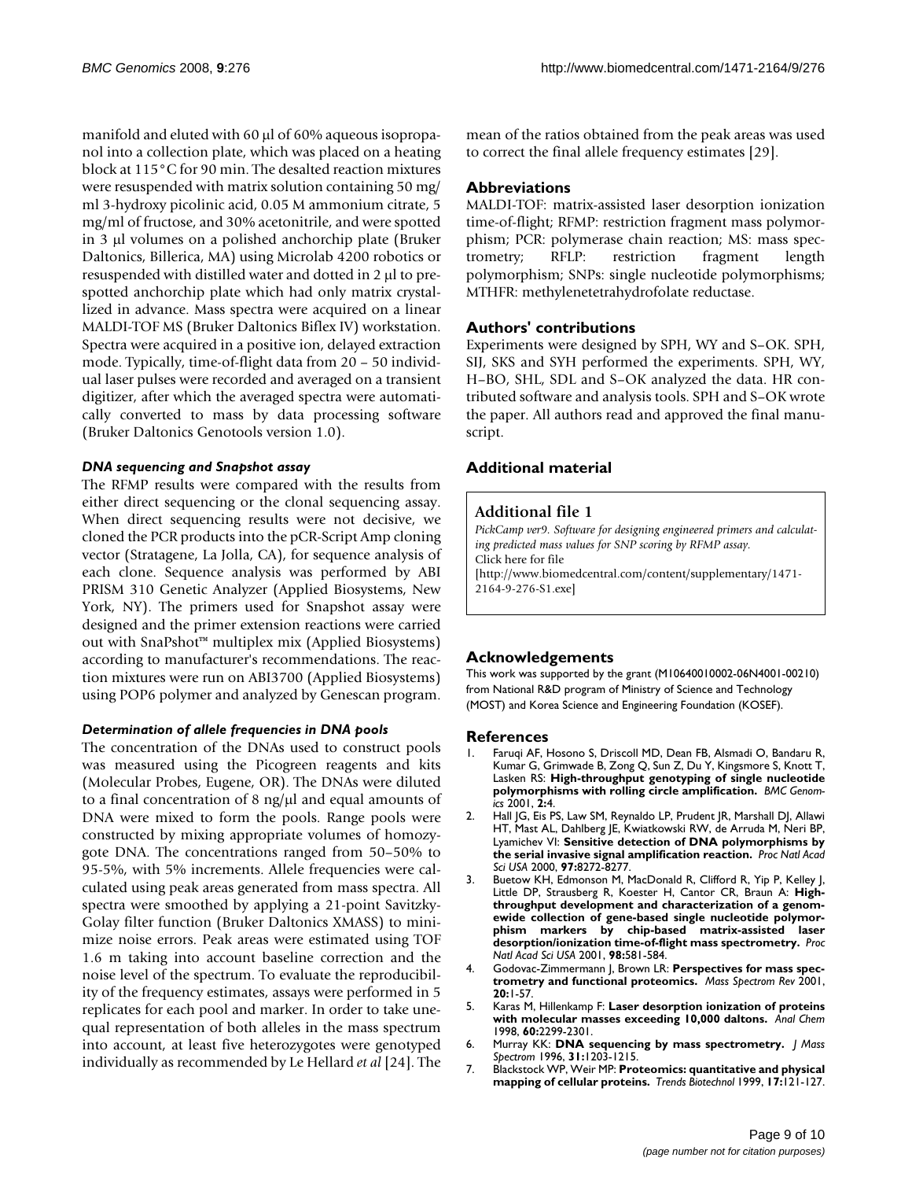manifold and eluted with 60 µl of 60% aqueous isopropanol into a collection plate, which was placed on a heating block at 115°C for 90 min. The desalted reaction mixtures were resuspended with matrix solution containing 50 mg/ml 3-hydroxy picolinic acid, 0.05 M ammonium citrate, 5 mg/ml of fructose, and 30% acetonitrile, and were spotted in 3 µl volumes on a polished anchorchip plate (Bruker Daltonics, Billerica, MA) using Microlab 4200 robotics or resuspended with distilled water and dotted in 2 µl to prespotted anchorchip plate which had only matrix crystallized in advance. Mass spectra were acquired on a linear MALDI-TOF MS (Bruker Daltonics Biflex IV) workstation. Spectra were acquired in a positive ion, delayed extraction mode. Typically, time-of-flight data from 20 – 50 individual laser pulses were recorded and averaged on a transient digitizer, after which the averaged spectra were automatically converted to mass by data processing software (Bruker Daltonics Genotools version 1.0).

### *DNA sequencing and Snapshot assay*

The RFMP results were compared with the results from either direct sequencing or the clonal sequencing assay. When direct sequencing results were not decisive, we cloned the PCR products into the pCR-Script Amp cloning vector (Stratagene, La Jolla, CA), for sequence analysis of each clone. Sequence analysis was performed by ABI PRISM 310 Genetic Analyzer (Applied Biosystems, New York, NY). The primers used for Snapshot assay were designed and the primer extension reactions were carried out with SnaPshot™ multiplex mix (Applied Biosystems) according to manufacturer's recommendations. The reaction mixtures were run on ABI3700 (Applied Biosystems) using POP6 polymer and analyzed by Genescan program.

### *Determination of allele frequencies in DNA pools*

The concentration of the DNAs used to construct pools was measured using the Picogreen reagents and kits (Molecular Probes, Eugene, OR). The DNAs were diluted to a final concentration of 8 ng/µl and equal amounts of DNA were mixed to form the pools. Range pools were constructed by mixing appropriate volumes of homozygote DNA. The concentrations ranged from 50–50% to 95-5%, with 5% increments. Allele frequencies were calculated using peak areas generated from mass spectra. All spectra were smoothed by applying a 21-point Savitzky-Golay filter function (Bruker Daltonics XMASS) to minimize noise errors. Peak areas were estimated using TOF 1.6 m taking into account baseline correction and the noise level of the spectrum. To evaluate the reproducibility of the frequency estimates, assays were performed in 5 replicates for each pool and marker. In order to take unequal representation of both alleles in the mass spectrum into account, at least five heterozygotes were genotyped individually as recommended by Le Hellard *et al* [24]. The mean of the ratios obtained from the peak areas was used to correct the final allele frequency estimates [29].

## Abbreviations

MALDI-TOF: matrix-assisted laser desorption ionization time-of-flight; RFMP: restriction fragment mass polymorphism; PCR: polymerase chain reaction; MS: mass spectrometry; RFLP: restriction fragment length polymorphism; SNPs: single nucleotide polymorphisms; MTHFR: methylenetetrahydrofolate reductase.

## Authors' contributions

Experiments were designed by SPH, WY and S–OK. SPH, SIJ, SKS and SYH performed the experiments. SPH, WY, H–BO, SHL, SDL and S–OK analyzed the data. HR contributed software and analysis tools. SPH and S–OK wrote the paper. All authors read and approved the final manuscript.

## Additional material

**Additional file 1**

*PickCamp ver9. Software for designing engineered primers and calculating predicted mass values for SNP scoring by RFMP assay.*
Click here for file
[http://www.biomedcentral.com/content/supplementary/1471-2164-9-276-S1.exe]

## Acknowledgements

This work was supported by the grant (M10640010002-06N4001-00210) from National R&D program of Ministry of Science and Technology (MOST) and Korea Science and Engineering Foundation (KOSEF).

## References

1. Faruqi AF, Hosono S, Driscoll MD, Dean FB, Alsmadi O, Bandaru R, Kumar G, Grimwade B, Zong Q, Sun Z, Du Y, Kingsmore S, Knott T, Lasken RS: **High-throughput genotyping of single nucleotide polymorphisms with rolling circle amplification.** *BMC Genomics* 2001, **2:**4.
2. Hall JG, Eis PS, Law SM, Reynaldo LP, Prudent JR, Marshall DJ, Allawi HT, Mast AL, Dahlberg JE, Kwiatkowski RW, de Arruda M, Neri BP, Lyamichev VI: **Sensitive detection of DNA polymorphisms by the serial invasive signal amplification reaction.** *Proc Natl Acad Sci USA* 2000, **97:**8272-8277.
3. Buetow KH, Edmonson M, MacDonald R, Clifford R, Yip P, Kelley J, Little DP, Strausberg R, Koester H, Cantor CR, Braun A: **High-throughput development and characterization of a genomewide collection of gene-based single nucleotide polymorphism markers by chip-based matrix-assisted laser desorption/ionization time-of-flight mass spectrometry.** *Proc Natl Acad Sci USA* 2001, **98:**581-584.
4. Godovac-Zimmermann J, Brown LR: **Perspectives for mass spectrometry and functional proteomics.** *Mass Spectrom Rev* 2001, **20:**1-57.
5. Karas M, Hillenkamp F: **Laser desorption ionization of proteins with molecular masses exceeding 10,000 daltons.** *Anal Chem* 1998, **60:**2299-2301.
6. Murray KK: **DNA sequencing by mass spectrometry.** *J Mass Spectrom* 1996, **31:**1203-1215.
7. Blackstock WP, Weir MP: **Proteomics: quantitative and physical mapping of cellular proteins.** *Trends Biotechnol* 1999, **17:**121-127.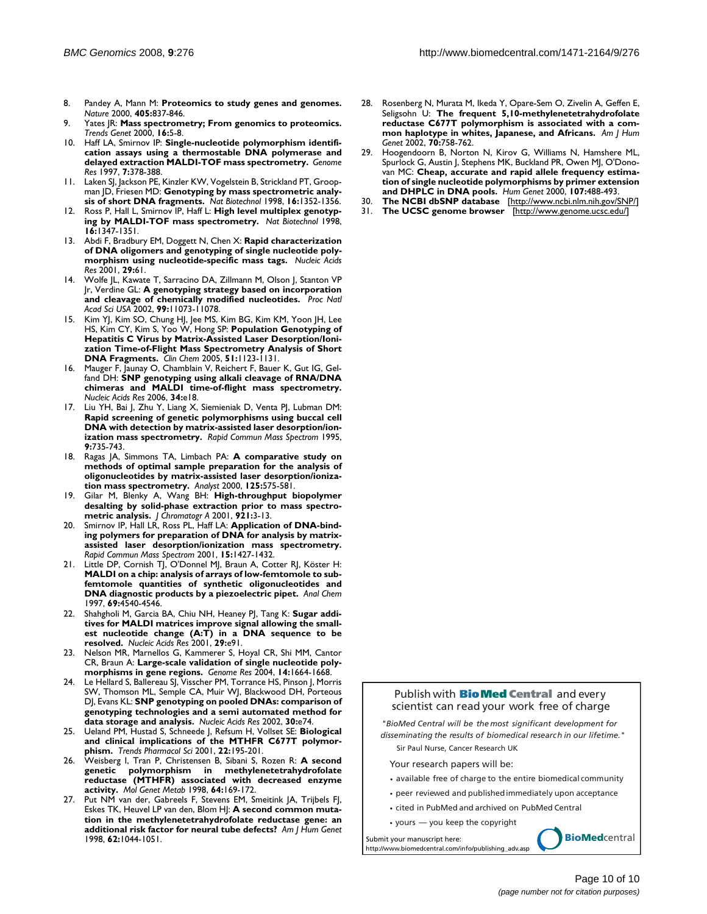8. Pandey A, Mann M: **Proteomics to study genes and genomes.** *Nature* 2000, **405:**837-846.
9. Yates JR: **Mass spectrometry; From genomics to proteomics.** *Trends Genet* 2000, **16:**5-8.
10. Haff LA, Smirnov IP: **Single-nucleotide polymorphism identification assays using a thermostable DNA polymerase and delayed extraction MALDI-TOF mass spectrometry.** *Genome Res* 1997, **7:**378-388.
11. Laken SJ, Jackson PE, Kinzler KW, Vogelstein B, Strickland PT, Groopman JD, Friesen MD: **Genotyping by mass spectrometric analysis of short DNA fragments.** *Nat Biotechnol* 1998, **16:**1352-1356.
12. Ross P, Hall L, Smirnov IP, Haff L: **High level multiplex genotyping by MALDI-TOF mass spectrometry.** *Nat Biotechnol* 1998, **16:**1347-1351.
13. Abdi F, Bradbury EM, Doggett N, Chen X: **Rapid characterization of DNA oligomers and genotyping of single nucleotide polymorphism using nucleotide-specific mass tags.** *Nucleic Acids Res* 2001, **29:**61.
14. Wolfe JL, Kawate T, Sarracino DA, Zillmann M, Olson J, Stanton VP Jr, Verdine GL: **A genotyping strategy based on incorporation and cleavage of chemically modified nucleotides.** *Proc Natl Acad Sci USA* 2002, **99:**11073-11078.
15. Kim YJ, Kim SO, Chung HJ, Jee MS, Kim BG, Kim KM, Yoon JH, Lee HS, Kim CY, Kim S, Yoo W, Hong SP: **Population Genotyping of Hepatitis C Virus by Matrix-Assisted Laser Desorption/Ionization Time-of-Flight Mass Spectrometry Analysis of Short DNA Fragments.** *Clin Chem* 2005, **51:**1123-1131.
16. Mauger F, Jaunay O, Chamblain V, Reichert F, Bauer K, Gut IG, Gelfand DH: **SNP genotyping using alkali cleavage of RNA/DNA chimeras and MALDI time-of-flight mass spectrometry.** *Nucleic Acids Res* 2006, **34:**e18.
17. Liu YH, Bai J, Zhu Y, Liang X, Siemieniak D, Venta PJ, Lubman DM: **Rapid screening of genetic polymorphisms using buccal cell DNA with detection by matrix-assisted laser desorption/ionization mass spectrometry.** *Rapid Commun Mass Spectrom* 1995, **9:**735-743.
18. Ragas JA, Simmons TA, Limbach PA: **A comparative study on methods of optimal sample preparation for the analysis of oligonucleotides by matrix-assisted laser desorption/ionization mass spectrometry.** *Analyst* 2000, **125:**575-581.
19. Gilar M, Blenky A, Wang BH: **High-throughput biopolymer desalting by solid-phase extraction prior to mass spectrometric analysis.** *J Chromatogr A* 2001, **921:**3-13.
20. Smirnov IP, Hall LR, Ross PL, Haff LA: **Application of DNA-binding polymers for preparation of DNA for analysis by matrix-assisted laser desorption/ionization mass spectrometry.** *Rapid Commun Mass Spectrom* 2001, **15:**1427-1432.
21. Little DP, Cornish TJ, O'Donnel MJ, Braun A, Cotter RJ, Köster H: **MALDI on a chip: analysis of arrays of low-femtomole to subfemtomole quantities of synthetic oligonucleotides and DNA diagnostic products by a piezoelectric pipet.** *Anal Chem* 1997, **69:**4540-4546.
22. Shahgholi M, Garcia BA, Chiu NH, Heaney PJ, Tang K: **Sugar additives for MALDI matrices improve signal allowing the smallest nucleotide change (A:T) in a DNA sequence to be resolved.** *Nucleic Acids Res* 2001, **29:**e91.
23. Nelson MR, Marnellos G, Kammerer S, Hoyal CR, Shi MM, Cantor CR, Braun A: **Large-scale validation of single nucleotide polymorphisms in gene regions.** *Genome Res* 2004, **14:**1664-1668.
24. Le Hellard S, Ballereau SJ, Visscher PM, Torrance HS, Pinson J, Morris SW, Thomson ML, Semple CA, Muir WJ, Blackwood DH, Porteous DJ, Evans KL: **SNP genotyping on pooled DNAs: comparison of genotyping technologies and a semi automated method for data storage and analysis.** *Nucleic Acids Res* 2002, **30:**e74.
25. Ueland PM, Hustad S, Schneede J, Refsum H, Vollset SE: **Biological and clinical implications of the MTHFR C677T polymorphism.** *Trends Pharmacol Sci* 2001, **22:**195-201.
26. Weisberg I, Tran P, Christensen B, Sibani S, Rozen R: **A second genetic polymorphism in methylenetetrahydrofolate reductase (MTHFR) associated with decreased enzyme activity.** *Mol Genet Metab* 1998, **64:**169-172.
27. Put NM van der, Gabreels F, Stevens EM, Smeitink JA, Trijbels FJ, Eskes TK, Heuvel LP van den, Blom HJ: **A second common mutation in the methylenetetrahydrofolate reductase gene: an additional risk factor for neural tube defects?** *Am J Hum Genet* 1998, **62:**1044-1051.
28. Rosenberg N, Murata M, Ikeda Y, Opare-Sem O, Zivelin A, Geffen E, Seligsohn U: **The frequent 5,10-methylenetetrahydrofolate reductase C677T polymorphism is associated with a common haplotype in whites, Japanese, and Africans.** *Am J Hum Genet* 2002, **70:**758-762.
29. Hoogendoorn B, Norton N, Kirov G, Williams N, Hamshere ML, Spurlock G, Austin J, Stephens MK, Buckland PR, Owen MJ, O'Donovan MC: **Cheap, accurate and rapid allele frequency estimation of single nucleotide polymorphisms by primer extension and DHPLC in DNA pools.** *Hum Genet* 2000, **107:**488-493.
30. **The NCBI dbSNP database** [http://www.ncbi.nlm.nih.gov/SNP/]
31. **The UCSC genome browser** [http://www.genome.ucsc.edu/]

Publish with **BioMed Central** and every scientist can read your work free of charge

*"BioMed Central will be the most significant development for disseminating the results of biomedical research in our lifetime."*

Sir Paul Nurse, Cancer Research UK

Your research papers will be:

- available free of charge to the entire biomedical community
- peer reviewed and published immediately upon acceptance
- cited in PubMed and archived on PubMed Central
- yours — you keep the copyright

Submit your manuscript here:
http://www.biomedcentral.com/info/publishing_adv.asp

BioMedcentral